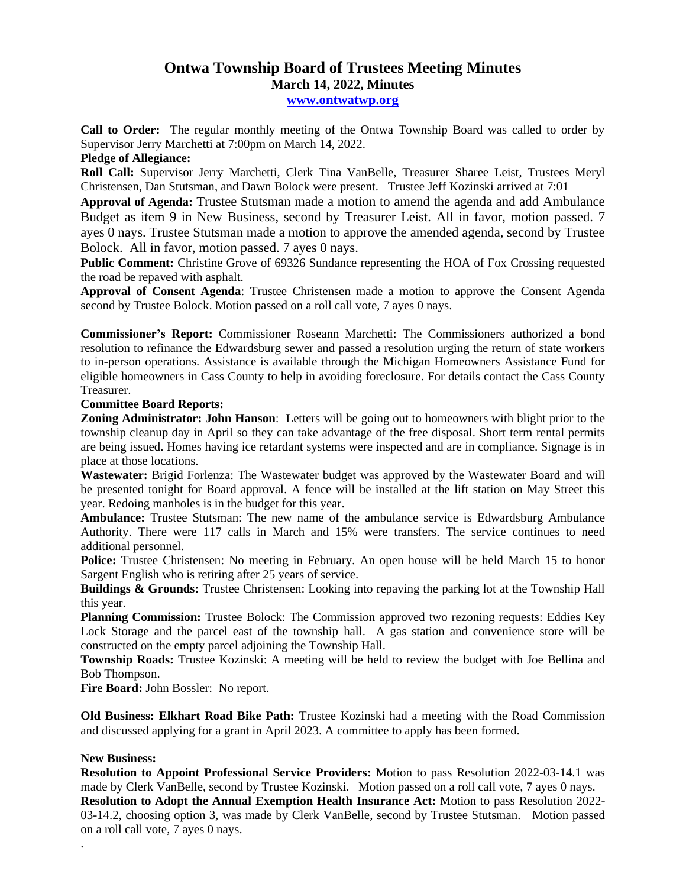# Ontwa Township Board of Trustees Meeting Minutes
## March 14, 2022, Minutes
### www.ontwatwp.org

**Call to Order:** The regular monthly meeting of the Ontwa Township Board was called to order by Supervisor Jerry Marchetti at 7:00pm on March 14, 2022.

**Pledge of Allegiance:**

**Roll Call:** Supervisor Jerry Marchetti, Clerk Tina VanBelle, Treasurer Sharee Leist, Trustees Meryl Christensen, Dan Stutsman, and Dawn Bolock were present. Trustee Jeff Kozinski arrived at 7:01

**Approval of Agenda:** Trustee Stutsman made a motion to amend the agenda and add Ambulance Budget as item 9 in New Business, second by Treasurer Leist. All in favor, motion passed. 7 ayes 0 nays. Trustee Stutsman made a motion to approve the amended agenda, second by Trustee Bolock. All in favor, motion passed. 7 ayes 0 nays.

**Public Comment:** Christine Grove of 69326 Sundance representing the HOA of Fox Crossing requested the road be repaved with asphalt.

**Approval of Consent Agenda**: Trustee Christensen made a motion to approve the Consent Agenda second by Trustee Bolock. Motion passed on a roll call vote, 7 ayes 0 nays.

**Commissioner's Report:** Commissioner Roseann Marchetti: The Commissioners authorized a bond resolution to refinance the Edwardsburg sewer and passed a resolution urging the return of state workers to in-person operations. Assistance is available through the Michigan Homeowners Assistance Fund for eligible homeowners in Cass County to help in avoiding foreclosure. For details contact the Cass County Treasurer.

**Committee Board Reports:**

**Zoning Administrator: John Hanson**: Letters will be going out to homeowners with blight prior to the township cleanup day in April so they can take advantage of the free disposal. Short term rental permits are being issued. Homes having ice retardant systems were inspected and are in compliance. Signage is in place at those locations.

**Wastewater:** Brigid Forlenza: The Wastewater budget was approved by the Wastewater Board and will be presented tonight for Board approval. A fence will be installed at the lift station on May Street this year. Redoing manholes is in the budget for this year.

**Ambulance:** Trustee Stutsman: The new name of the ambulance service is Edwardsburg Ambulance Authority. There were 117 calls in March and 15% were transfers. The service continues to need additional personnel.

**Police:** Trustee Christensen: No meeting in February. An open house will be held March 15 to honor Sargent English who is retiring after 25 years of service.

**Buildings & Grounds:** Trustee Christensen: Looking into repaving the parking lot at the Township Hall this year.

**Planning Commission:** Trustee Bolock: The Commission approved two rezoning requests: Eddies Key Lock Storage and the parcel east of the township hall. A gas station and convenience store will be constructed on the empty parcel adjoining the Township Hall.

**Township Roads:** Trustee Kozinski: A meeting will be held to review the budget with Joe Bellina and Bob Thompson.

**Fire Board:** John Bossler: No report.

**Old Business: Elkhart Road Bike Path:** Trustee Kozinski had a meeting with the Road Commission and discussed applying for a grant in April 2023. A committee to apply has been formed.

**New Business:**

**Resolution to Appoint Professional Service Providers:** Motion to pass Resolution 2022-03-14.1 was made by Clerk VanBelle, second by Trustee Kozinski. Motion passed on a roll call vote, 7 ayes 0 nays.

**Resolution to Adopt the Annual Exemption Health Insurance Act:** Motion to pass Resolution 2022-03-14.2, choosing option 3, was made by Clerk VanBelle, second by Trustee Stutsman. Motion passed on a roll call vote, 7 ayes 0 nays.

.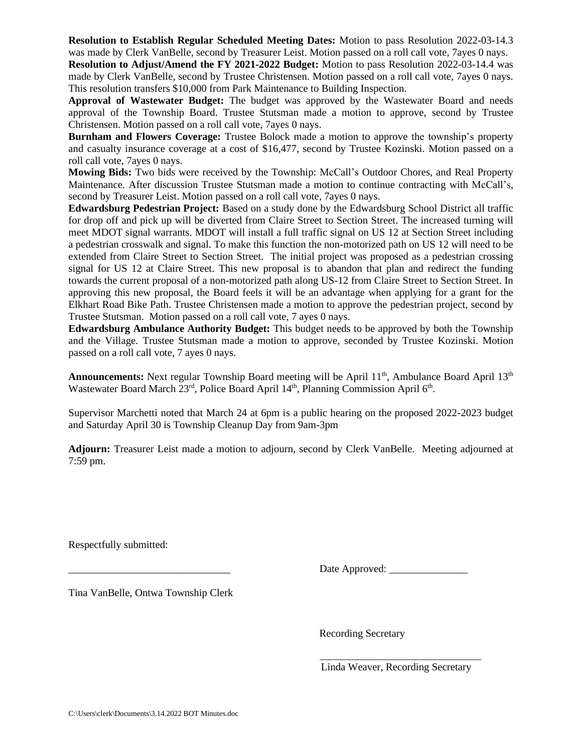**Resolution to Establish Regular Scheduled Meeting Dates:** Motion to pass Resolution 2022-03-14.3 was made by Clerk VanBelle, second by Treasurer Leist. Motion passed on a roll call vote, 7ayes 0 nays.

**Resolution to Adjust/Amend the FY 2021-2022 Budget:** Motion to pass Resolution 2022-03-14.4 was made by Clerk VanBelle, second by Trustee Christensen. Motion passed on a roll call vote, 7ayes 0 nays. This resolution transfers $10,000 from Park Maintenance to Building Inspection.

**Approval of Wastewater Budget:** The budget was approved by the Wastewater Board and needs approval of the Township Board. Trustee Stutsman made a motion to approve, second by Trustee Christensen. Motion passed on a roll call vote, 7ayes 0 nays.

**Burnham and Flowers Coverage:** Trustee Bolock made a motion to approve the township's property and casualty insurance coverage at a cost of $16,477, second by Trustee Kozinski. Motion passed on a roll call vote, 7ayes 0 nays.

**Mowing Bids:** Two bids were received by the Township: McCall's Outdoor Chores, and Real Property Maintenance. After discussion Trustee Stutsman made a motion to continue contracting with McCall's, second by Treasurer Leist. Motion passed on a roll call vote, 7ayes 0 nays.

**Edwardsburg Pedestrian Project:** Based on a study done by the Edwardsburg School District all traffic for drop off and pick up will be diverted from Claire Street to Section Street. The increased turning will meet MDOT signal warrants. MDOT will install a full traffic signal on US 12 at Section Street including a pedestrian crosswalk and signal. To make this function the non-motorized path on US 12 will need to be extended from Claire Street to Section Street. The initial project was proposed as a pedestrian crossing signal for US 12 at Claire Street. This new proposal is to abandon that plan and redirect the funding towards the current proposal of a non-motorized path along US-12 from Claire Street to Section Street. In approving this new proposal, the Board feels it will be an advantage when applying for a grant for the Elkhart Road Bike Path. Trustee Christensen made a motion to approve the pedestrian project, second by Trustee Stutsman. Motion passed on a roll call vote, 7 ayes 0 nays.

**Edwardsburg Ambulance Authority Budget:** This budget needs to be approved by both the Township and the Village. Trustee Stutsman made a motion to approve, seconded by Trustee Kozinski. Motion passed on a roll call vote, 7 ayes 0 nays.

**Announcements:** Next regular Township Board meeting will be April 11th, Ambulance Board April 13th Wastewater Board March 23rd, Police Board April 14th, Planning Commission April 6th.

Supervisor Marchetti noted that March 24 at 6pm is a public hearing on the proposed 2022-2023 budget and Saturday April 30 is Township Cleanup Day from 9am-3pm

**Adjourn:** Treasurer Leist made a motion to adjourn, second by Clerk VanBelle. Meeting adjourned at 7:59 pm.

Respectfully submitted:

_______________________________ Date Approved: _______________

Tina VanBelle, Ontwa Township Clerk

Recording Secretary

_______________________________

Linda Weaver, Recording Secretary

C:\Users\clerk\Documents\3.14.2022 BOT Minutes.doc